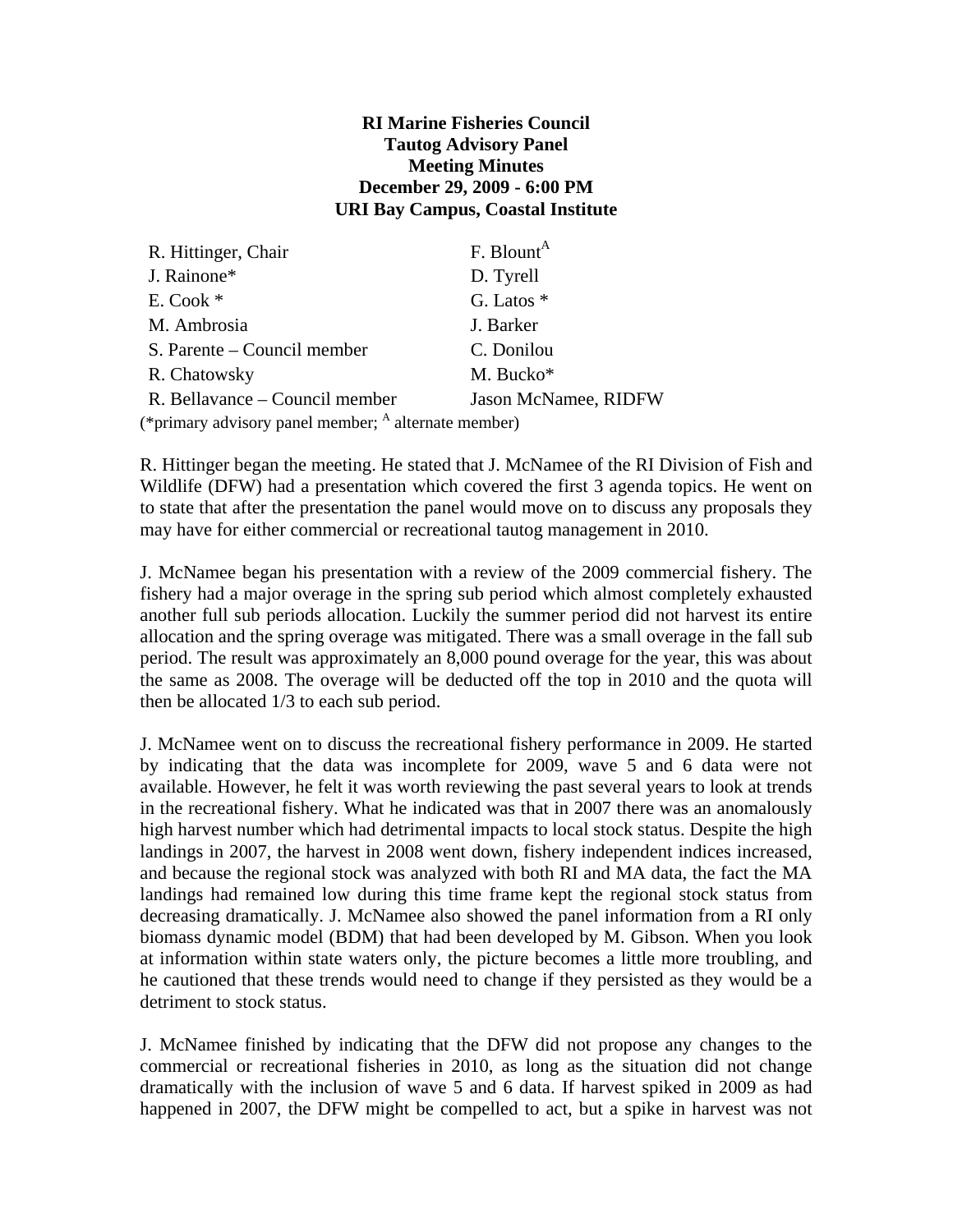**RI Marine Fisheries Council**
**Tautog Advisory Panel**
**Meeting Minutes**
**December 29, 2009 - 6:00 PM**
**URI Bay Campus, Coastal Institute**

| | |
|---|---|
| R. Hittinger, Chair | F. Blount[A] |
| J. Rainone* | D. Tyrell |
| E. Cook * | G. Latos * |
| M. Ambrosia | J. Barker |
| S. Parente – Council member | C. Donilou |
| R. Chatowsky | M. Bucko* |
| R. Bellavance – Council member | Jason McNamee, RIDFW |

(*primary advisory panel member; [A] alternate member)

R. Hittinger began the meeting. He stated that J. McNamee of the RI Division of Fish and Wildlife (DFW) had a presentation which covered the first 3 agenda topics. He went on to state that after the presentation the panel would move on to discuss any proposals they may have for either commercial or recreational tautog management in 2010.

J. McNamee began his presentation with a review of the 2009 commercial fishery. The fishery had a major overage in the spring sub period which almost completely exhausted another full sub periods allocation. Luckily the summer period did not harvest its entire allocation and the spring overage was mitigated. There was a small overage in the fall sub period. The result was approximately an 8,000 pound overage for the year, this was about the same as 2008. The overage will be deducted off the top in 2010 and the quota will then be allocated 1/3 to each sub period.

J. McNamee went on to discuss the recreational fishery performance in 2009. He started by indicating that the data was incomplete for 2009, wave 5 and 6 data were not available. However, he felt it was worth reviewing the past several years to look at trends in the recreational fishery. What he indicated was that in 2007 there was an anomalously high harvest number which had detrimental impacts to local stock status. Despite the high landings in 2007, the harvest in 2008 went down, fishery independent indices increased, and because the regional stock was analyzed with both RI and MA data, the fact the MA landings had remained low during this time frame kept the regional stock status from decreasing dramatically. J. McNamee also showed the panel information from a RI only biomass dynamic model (BDM) that had been developed by M. Gibson. When you look at information within state waters only, the picture becomes a little more troubling, and he cautioned that these trends would need to change if they persisted as they would be a detriment to stock status.

J. McNamee finished by indicating that the DFW did not propose any changes to the commercial or recreational fisheries in 2010, as long as the situation did not change dramatically with the inclusion of wave 5 and 6 data. If harvest spiked in 2009 as had happened in 2007, the DFW might be compelled to act, but a spike in harvest was not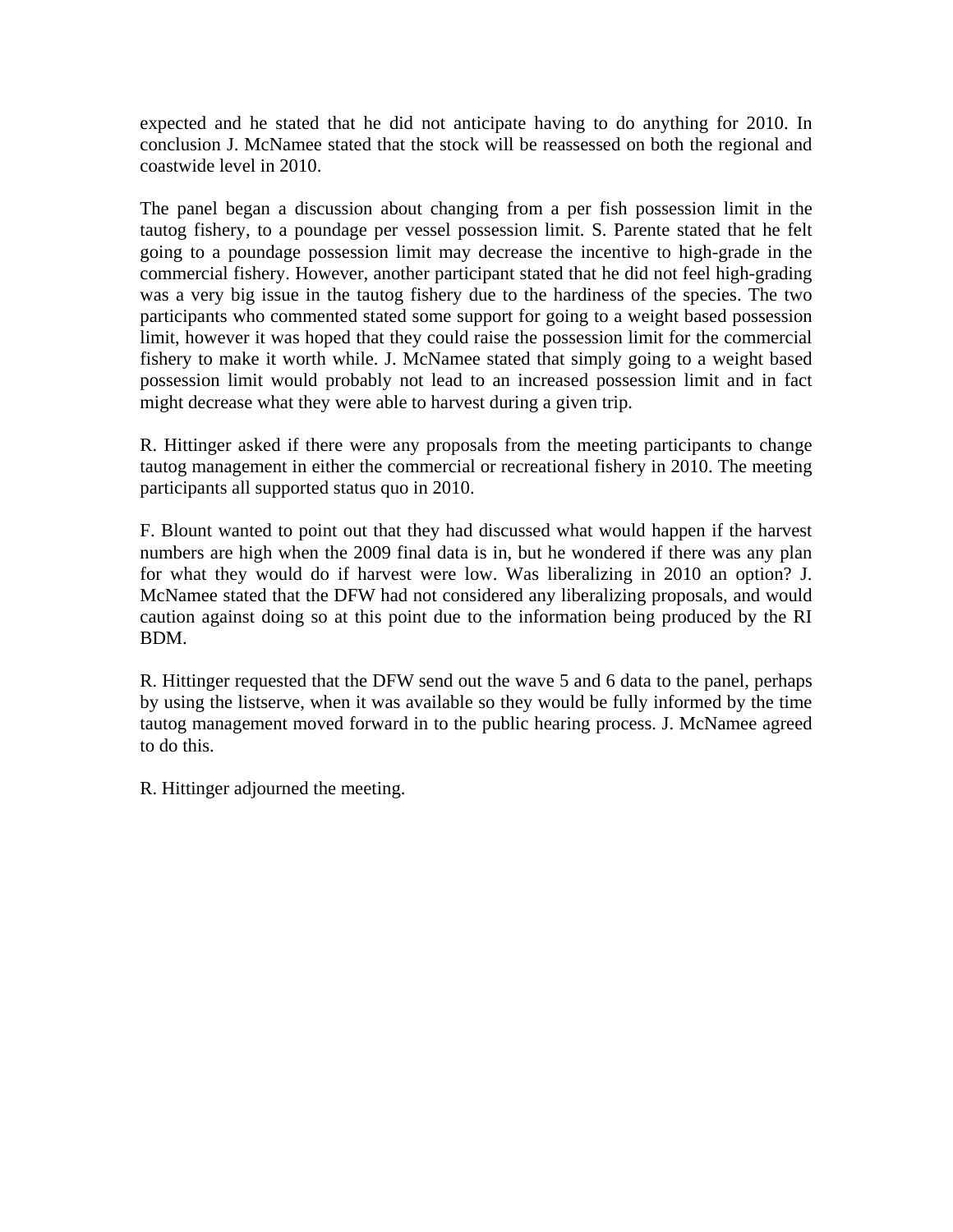expected and he stated that he did not anticipate having to do anything for 2010. In conclusion J. McNamee stated that the stock will be reassessed on both the regional and coastwide level in 2010.

The panel began a discussion about changing from a per fish possession limit in the tautog fishery, to a poundage per vessel possession limit. S. Parente stated that he felt going to a poundage possession limit may decrease the incentive to high-grade in the commercial fishery. However, another participant stated that he did not feel high-grading was a very big issue in the tautog fishery due to the hardiness of the species. The two participants who commented stated some support for going to a weight based possession limit, however it was hoped that they could raise the possession limit for the commercial fishery to make it worth while. J. McNamee stated that simply going to a weight based possession limit would probably not lead to an increased possession limit and in fact might decrease what they were able to harvest during a given trip.

R. Hittinger asked if there were any proposals from the meeting participants to change tautog management in either the commercial or recreational fishery in 2010. The meeting participants all supported status quo in 2010.

F. Blount wanted to point out that they had discussed what would happen if the harvest numbers are high when the 2009 final data is in, but he wondered if there was any plan for what they would do if harvest were low. Was liberalizing in 2010 an option? J. McNamee stated that the DFW had not considered any liberalizing proposals, and would caution against doing so at this point due to the information being produced by the RI BDM.

R. Hittinger requested that the DFW send out the wave 5 and 6 data to the panel, perhaps by using the listserve, when it was available so they would be fully informed by the time tautog management moved forward in to the public hearing process. J. McNamee agreed to do this.

R. Hittinger adjourned the meeting.